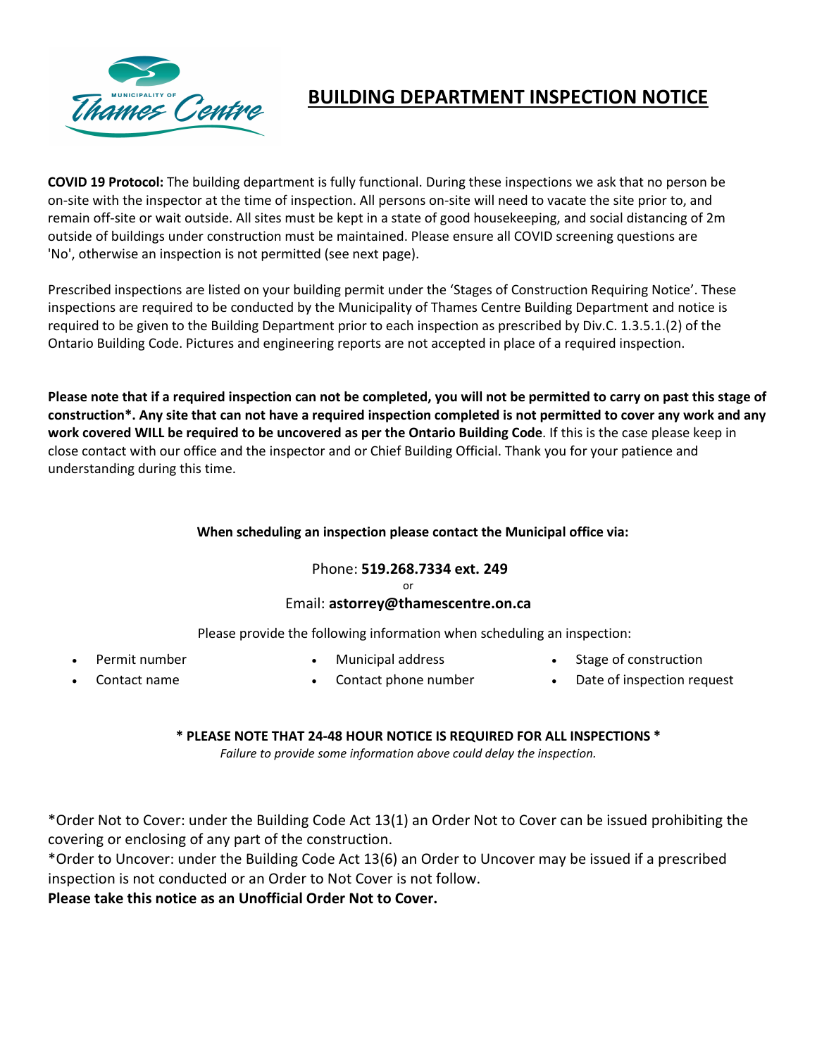# BUILDING DEPARTMENT INSPECTION NOTICE

**COVID 19 Protocol:** The building department is fully functional. During these inspections we ask that no person be on-site with the inspector at the time of inspection. All persons on-site will need to vacate the site prior to, and remain off-site or wait outside. All sites must be kept in a state of good housekeeping, and social distancing of 2m outside of buildings under construction must be maintained. Please ensure all COVID screening questions are 'No', otherwise an inspection is not permitted (see next page).

Prescribed inspections are listed on your building permit under the 'Stages of Construction Requiring Notice'. These inspections are required to be conducted by the Municipality of Thames Centre Building Department and notice is required to be given to the Building Department prior to each inspection as prescribed by Div.C. 1.3.5.1.(2) of the Ontario Building Code. Pictures and engineering reports are not accepted in place of a required inspection.

**Please note that if a required inspection can not be completed, you will not be permitted to carry on past this stage of construction*. Any site that can not have a required inspection completed is not permitted to cover any work and any work covered WILL be required to be uncovered as per the Ontario Building Code**. If this is the case please keep in close contact with our office and the inspector and or Chief Building Official. Thank you for your patience and understanding during this time.

**When scheduling an inspection please contact the Municipal office via:**

Phone: **519.268.7334 ext. 249**

or

Email: **astorrey@thamescentre.on.ca**

Please provide the following information when scheduling an inspection:

- Permit number
- Contact name
- Municipal address
- Contact phone number
- Stage of construction
- Date of inspection request

**\* PLEASE NOTE THAT 24-48 HOUR NOTICE IS REQUIRED FOR ALL INSPECTIONS \***

*Failure to provide some information above could delay the inspection.*

*Order Not to Cover: under the Building Code Act 13(1) an Order Not to Cover can be issued prohibiting the covering or enclosing of any part of the construction.

*Order to Uncover: under the Building Code Act 13(6) an Order to Uncover may be issued if a prescribed inspection is not conducted or an Order to Not Cover is not follow.

**Please take this notice as an Unofficial Order Not to Cover.**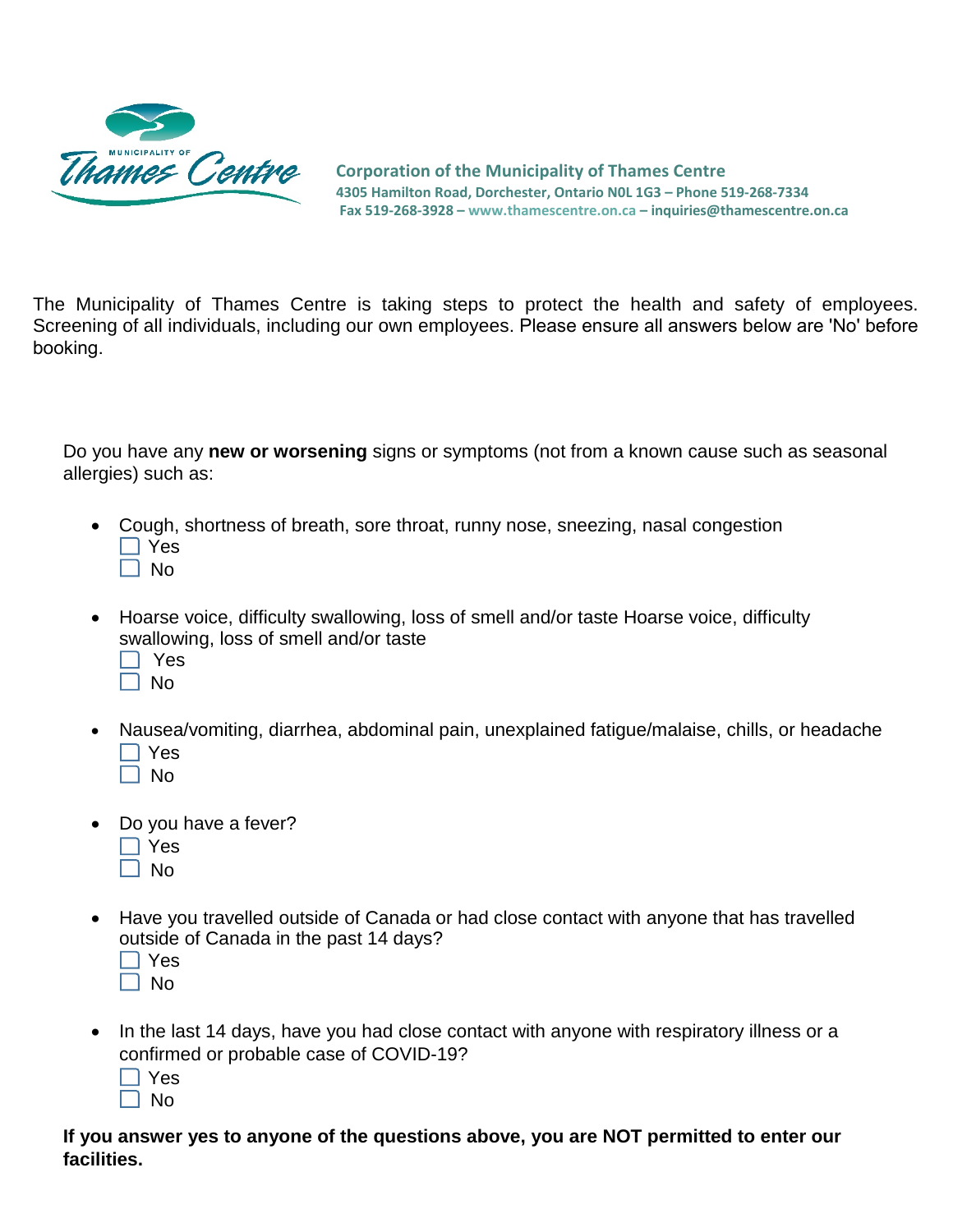Corporation of the Municipality of Thames Centre
4305 Hamilton Road, Dorchester, Ontario N0L 1G3 – Phone 519-268-7334
Fax 519-268-3928 – www.thamescentre.on.ca – inquiries@thamescentre.on.ca

The Municipality of Thames Centre is taking steps to protect the health and safety of employees. Screening of all individuals, including our own employees. Please ensure all answers below are 'No' before booking.

Do you have any **new or worsening** signs or symptoms (not from a known cause such as seasonal allergies) such as:

- Cough, shortness of breath, sore throat, runny nose, sneezing, nasal congestion
  - ☐ Yes
  - ☐ No
- Hoarse voice, difficulty swallowing, loss of smell and/or taste Hoarse voice, difficulty swallowing, loss of smell and/or taste
  - ☐ Yes
  - ☐ No
- Nausea/vomiting, diarrhea, abdominal pain, unexplained fatigue/malaise, chills, or headache
  - ☐ Yes
  - ☐ No
- Do you have a fever?
  - ☐ Yes
  - ☐ No
- Have you travelled outside of Canada or had close contact with anyone that has travelled outside of Canada in the past 14 days?
  - ☐ Yes
  - ☐ No
- In the last 14 days, have you had close contact with anyone with respiratory illness or a confirmed or probable case of COVID-19?
  - ☐ Yes
  - ☐ No

**If you answer yes to anyone of the questions above, you are NOT permitted to enter our facilities.**